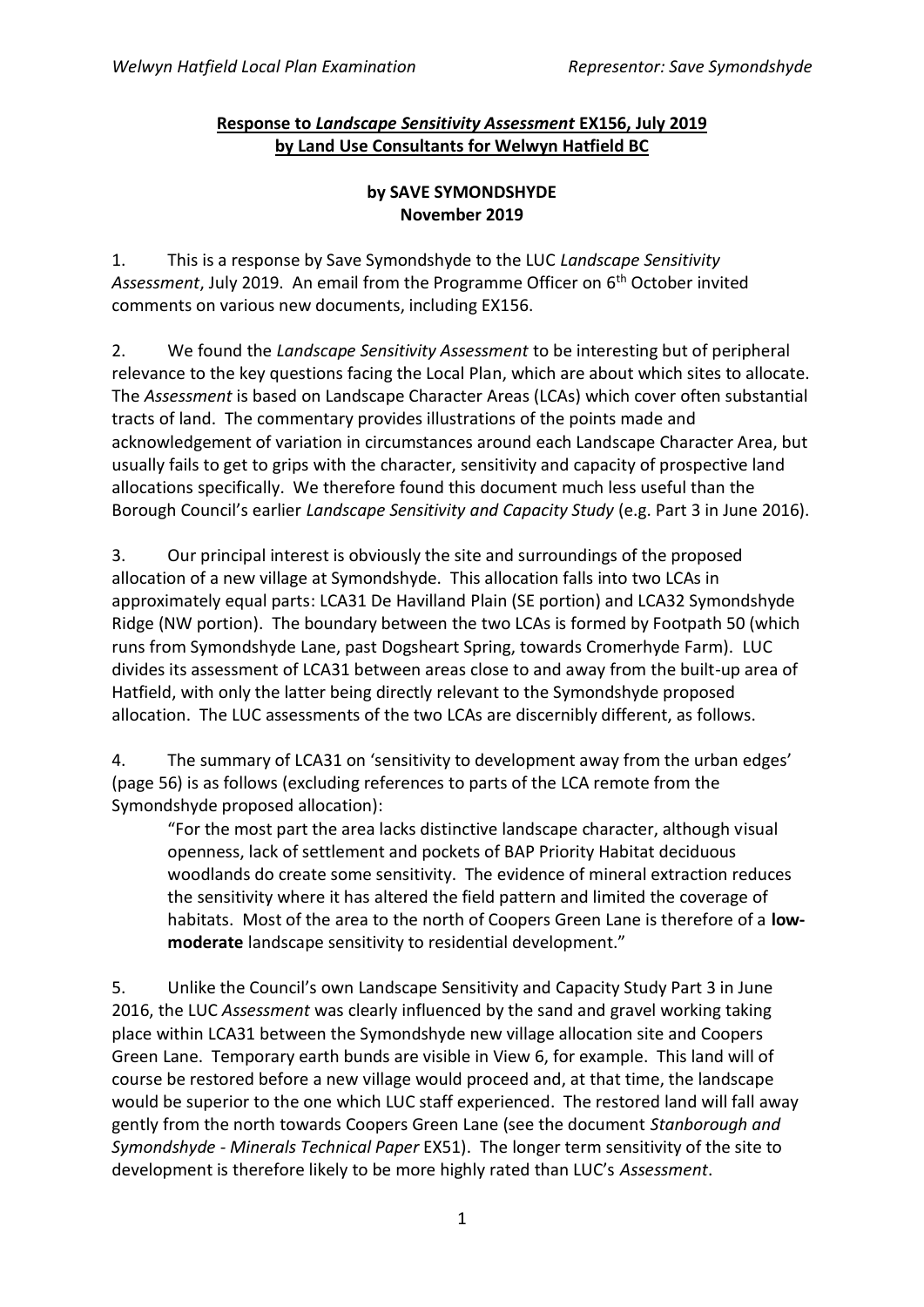**Response to *Landscape Sensitivity Assessment* EX156, July 2019 by Land Use Consultants for Welwyn Hatfield BC**

**by SAVE SYMONDSHYDE**
**November 2019**

1. This is a response by Save Symondshyde to the LUC *Landscape Sensitivity Assessment*, July 2019. An email from the Programme Officer on 6th October invited comments on various new documents, including EX156.

2. We found the *Landscape Sensitivity Assessment* to be interesting but of peripheral relevance to the key questions facing the Local Plan, which are about which sites to allocate. The *Assessment* is based on Landscape Character Areas (LCAs) which cover often substantial tracts of land. The commentary provides illustrations of the points made and acknowledgement of variation in circumstances around each Landscape Character Area, but usually fails to get to grips with the character, sensitivity and capacity of prospective land allocations specifically. We therefore found this document much less useful than the Borough Council's earlier *Landscape Sensitivity and Capacity Study* (e.g. Part 3 in June 2016).

3. Our principal interest is obviously the site and surroundings of the proposed allocation of a new village at Symondshyde. This allocation falls into two LCAs in approximately equal parts: LCA31 De Havilland Plain (SE portion) and LCA32 Symondshyde Ridge (NW portion). The boundary between the two LCAs is formed by Footpath 50 (which runs from Symondshyde Lane, past Dogsheart Spring, towards Cromerhyde Farm). LUC divides its assessment of LCA31 between areas close to and away from the built-up area of Hatfield, with only the latter being directly relevant to the Symondshyde proposed allocation. The LUC assessments of the two LCAs are discernibly different, as follows.

4. The summary of LCA31 on 'sensitivity to development away from the urban edges' (page 56) is as follows (excluding references to parts of the LCA remote from the Symondshyde proposed allocation):

> "For the most part the area lacks distinctive landscape character, although visual openness, lack of settlement and pockets of BAP Priority Habitat deciduous woodlands do create some sensitivity. The evidence of mineral extraction reduces the sensitivity where it has altered the field pattern and limited the coverage of habitats. Most of the area to the north of Coopers Green Lane is therefore of a **low-moderate** landscape sensitivity to residential development."

5. Unlike the Council's own Landscape Sensitivity and Capacity Study Part 3 in June 2016, the LUC *Assessment* was clearly influenced by the sand and gravel working taking place within LCA31 between the Symondshyde new village allocation site and Coopers Green Lane. Temporary earth bunds are visible in View 6, for example. This land will of course be restored before a new village would proceed and, at that time, the landscape would be superior to the one which LUC staff experienced. The restored land will fall away gently from the north towards Coopers Green Lane (see the document *Stanborough and Symondshyde - Minerals Technical Paper* EX51). The longer term sensitivity of the site to development is therefore likely to be more highly rated than LUC's *Assessment*.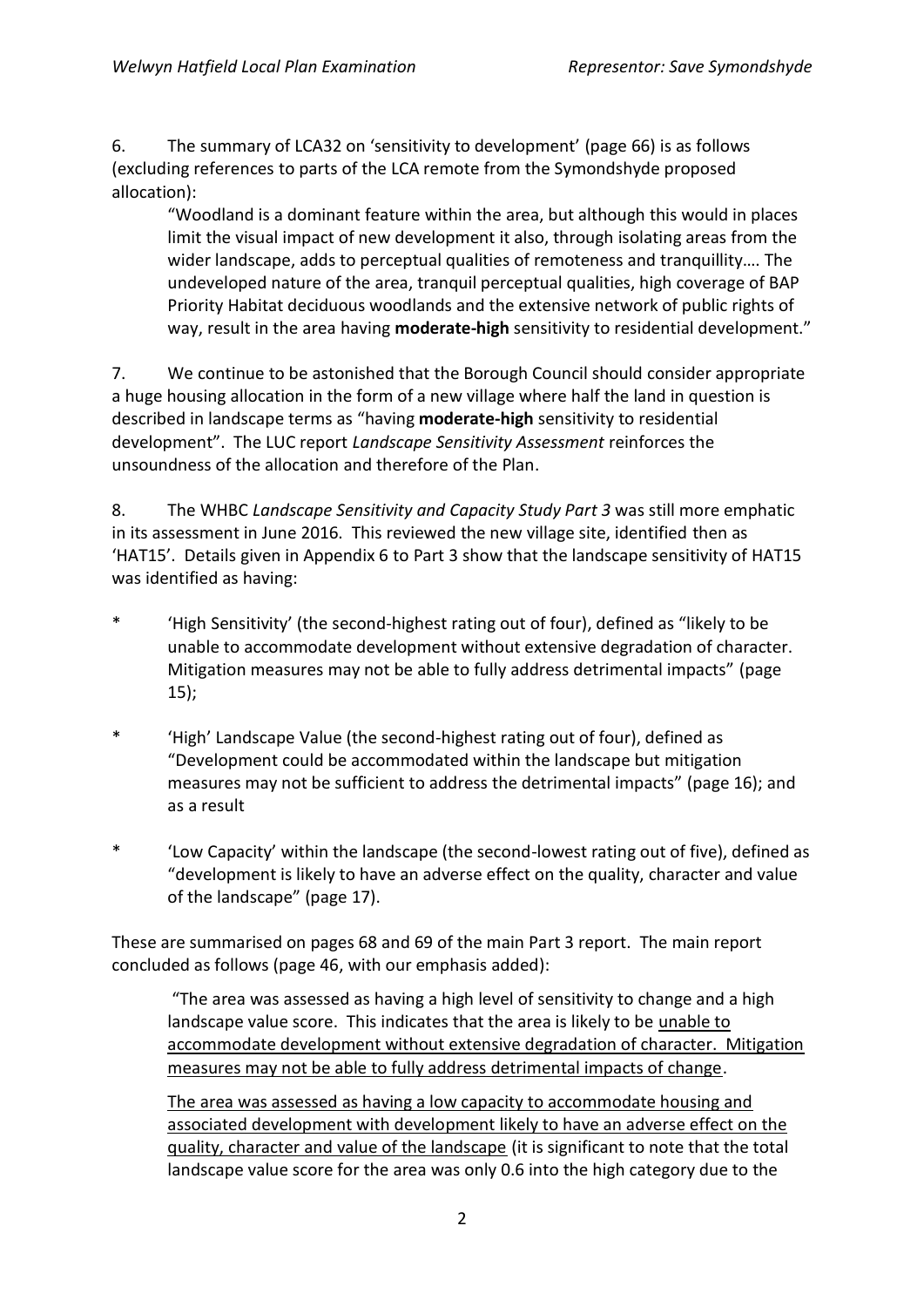6. The summary of LCA32 on 'sensitivity to development' (page 66) is as follows (excluding references to parts of the LCA remote from the Symondshyde proposed allocation):

> "Woodland is a dominant feature within the area, but although this would in places limit the visual impact of new development it also, through isolating areas from the wider landscape, adds to perceptual qualities of remoteness and tranquillity…. The undeveloped nature of the area, tranquil perceptual qualities, high coverage of BAP Priority Habitat deciduous woodlands and the extensive network of public rights of way, result in the area having **moderate-high** sensitivity to residential development."

7. We continue to be astonished that the Borough Council should consider appropriate a huge housing allocation in the form of a new village where half the land in question is described in landscape terms as "having **moderate-high** sensitivity to residential development". The LUC report *Landscape Sensitivity Assessment* reinforces the unsoundness of the allocation and therefore of the Plan.

8. The WHBC *Landscape Sensitivity and Capacity Study Part 3* was still more emphatic in its assessment in June 2016. This reviewed the new village site, identified then as 'HAT15'. Details given in Appendix 6 to Part 3 show that the landscape sensitivity of HAT15 was identified as having:

* 'High Sensitivity' (the second-highest rating out of four), defined as "likely to be unable to accommodate development without extensive degradation of character. Mitigation measures may not be able to fully address detrimental impacts" (page 15);

* 'High' Landscape Value (the second-highest rating out of four), defined as "Development could be accommodated within the landscape but mitigation measures may not be sufficient to address the detrimental impacts" (page 16); and as a result

* 'Low Capacity' within the landscape (the second-lowest rating out of five), defined as "development is likely to have an adverse effect on the quality, character and value of the landscape" (page 17).

These are summarised on pages 68 and 69 of the main Part 3 report. The main report concluded as follows (page 46, with our emphasis added):

> "The area was assessed as having a high level of sensitivity to change and a high landscape value score. This indicates that the area is likely to be <u>unable to accommodate development without extensive degradation of character. Mitigation measures may not be able to fully address detrimental impacts of change</u>.
>
> <u>The area was assessed as having a low capacity to accommodate housing and associated development with development likely to have an adverse effect on the quality, character and value of the landscape</u> (it is significant to note that the total landscape value score for the area was only 0.6 into the high category due to the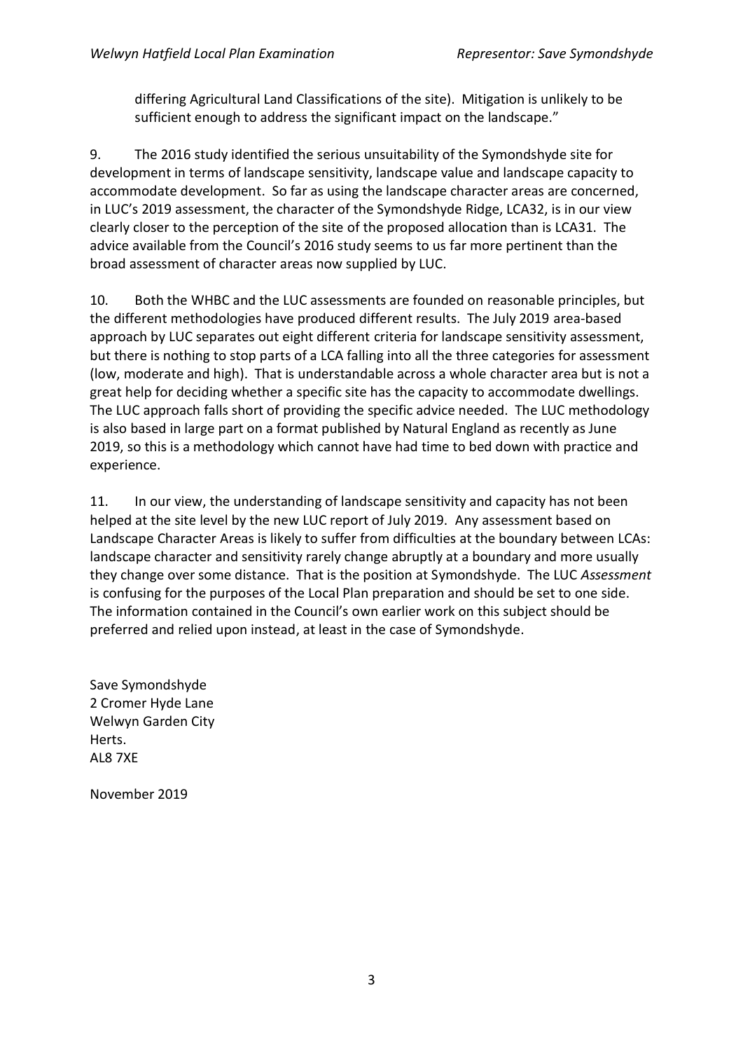differing Agricultural Land Classifications of the site). Mitigation is unlikely to be sufficient enough to address the significant impact on the landscape."

9. The 2016 study identified the serious unsuitability of the Symondshyde site for development in terms of landscape sensitivity, landscape value and landscape capacity to accommodate development. So far as using the landscape character areas are concerned, in LUC's 2019 assessment, the character of the Symondshyde Ridge, LCA32, is in our view clearly closer to the perception of the site of the proposed allocation than is LCA31. The advice available from the Council's 2016 study seems to us far more pertinent than the broad assessment of character areas now supplied by LUC.

10. Both the WHBC and the LUC assessments are founded on reasonable principles, but the different methodologies have produced different results. The July 2019 area-based approach by LUC separates out eight different criteria for landscape sensitivity assessment, but there is nothing to stop parts of a LCA falling into all the three categories for assessment (low, moderate and high). That is understandable across a whole character area but is not a great help for deciding whether a specific site has the capacity to accommodate dwellings. The LUC approach falls short of providing the specific advice needed. The LUC methodology is also based in large part on a format published by Natural England as recently as June 2019, so this is a methodology which cannot have had time to bed down with practice and experience.

11. In our view, the understanding of landscape sensitivity and capacity has not been helped at the site level by the new LUC report of July 2019. Any assessment based on Landscape Character Areas is likely to suffer from difficulties at the boundary between LCAs: landscape character and sensitivity rarely change abruptly at a boundary and more usually they change over some distance. That is the position at Symondshyde. The LUC *Assessment* is confusing for the purposes of the Local Plan preparation and should be set to one side. The information contained in the Council's own earlier work on this subject should be preferred and relied upon instead, at least in the case of Symondshyde.

Save Symondshyde
2 Cromer Hyde Lane
Welwyn Garden City
Herts.
AL8 7XE

November 2019